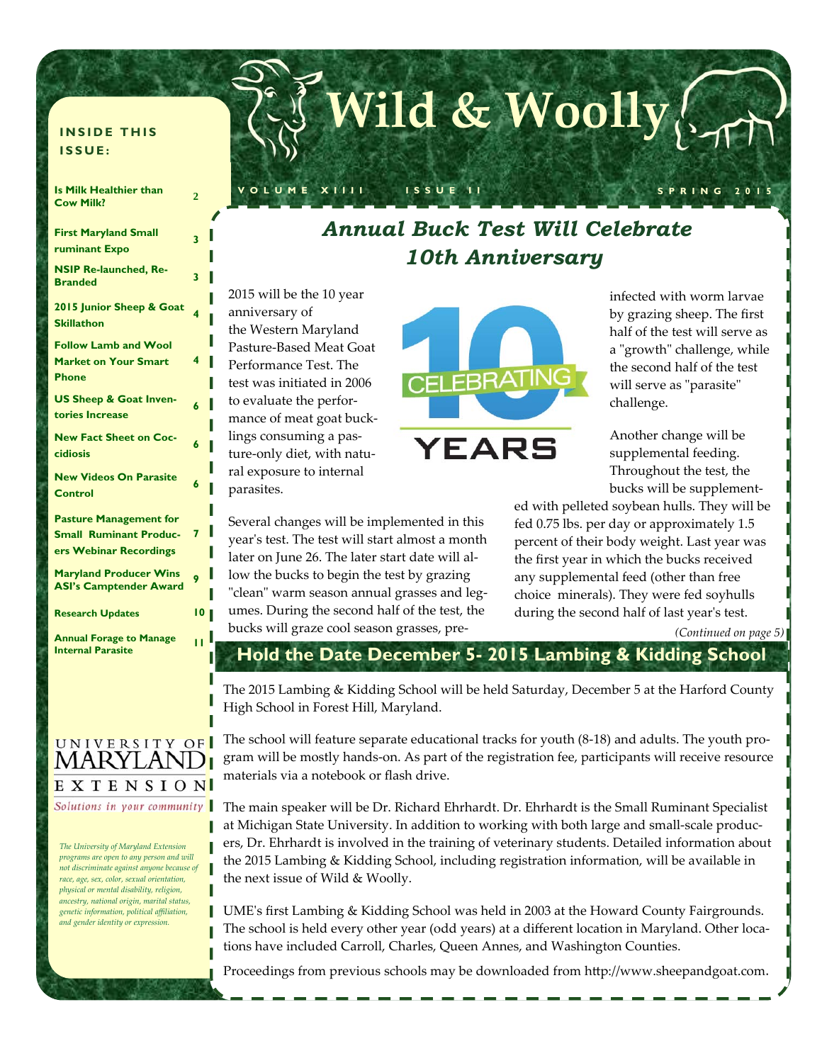# Wild & Woolly

VOLUME XIIII    ISSUE II    SPRING 2015

**INSIDE THIS ISSUE:**

| | |
|---|---|
| Is Milk Healthier than Cow Milk? | 2 |
| First Maryland Small ruminant Expo | 3 |
| NSIP Re-launched, Re-Branded | 3 |
| 2015 Junior Sheep & Goat Skillathon | 4 |
| Follow Lamb and Wool Market on Your Smart Phone | 4 |
| US Sheep & Goat Inventories Increase | 6 |
| New Fact Sheet on Coccidiosis | 6 |
| New Videos On Parasite Control | 6 |
| Pasture Management for Small Ruminant Producers Webinar Recordings | 7 |
| Maryland Producer Wins ASI's Camptender Award | 9 |
| Research Updates | 10 |
| Annual Forage to Manage Internal Parasite | 11 |

UNIVERSITY OF MARYLAND EXTENSION

*Solutions in your community*

*The University of Maryland Extension programs are open to any person and will not discriminate against anyone because of race, age, sex, color, sexual orientation, physical or mental disability, religion, ancestry, national origin, marital status, genetic information, political affiliation, and gender identity or expression.*

## *Annual Buck Test Will Celebrate 10th Anniversary*

CELEBRATING 10 YEARS

2015 will be the 10 year anniversary of the Western Maryland Pasture-Based Meat Goat Performance Test. The test was initiated in 2006 to evaluate the performance of meat goat bucklings consuming a pasture-only diet, with natural exposure to internal parasites.

Several changes will be implemented in this year's test. The test will start almost a month later on June 26. The later start date will allow the bucks to begin the test by grazing "clean" warm season annual grasses and legumes. During the second half of the test, the bucks will graze cool season grasses, pre-infected with worm larvae by grazing sheep. The first half of the test will serve as a "growth" challenge, while the second half of the test will serve as "parasite" challenge.

Another change will be supplemental feeding. Throughout the test, the bucks will be supplemented with pelleted soybean hulls. They will be fed 0.75 lbs. per day or approximately 1.5 percent of their body weight. Last year was the first year in which the bucks received any supplemental feed (other than free choice minerals). They were fed soyhulls during the second half of last year's test.

*(Continued on page 5)*

## Hold the Date December 5- 2015 Lambing & Kidding School

The 2015 Lambing & Kidding School will be held Saturday, December 5 at the Harford County High School in Forest Hill, Maryland.

The school will feature separate educational tracks for youth (8-18) and adults. The youth program will be mostly hands-on. As part of the registration fee, participants will receive resource materials via a notebook or flash drive.

The main speaker will be Dr. Richard Ehrhardt. Dr. Ehrhardt is the Small Ruminant Specialist at Michigan State University. In addition to working with both large and small-scale producers, Dr. Ehrhardt is involved in the training of veterinary students. Detailed information about the 2015 Lambing & Kidding School, including registration information, will be available in the next issue of Wild & Woolly.

UME's first Lambing & Kidding School was held in 2003 at the Howard County Fairgrounds. The school is held every other year (odd years) at a different location in Maryland. Other locations have included Carroll, Charles, Queen Annes, and Washington Counties.

Proceedings from previous schools may be downloaded from http://www.sheepandgoat.com.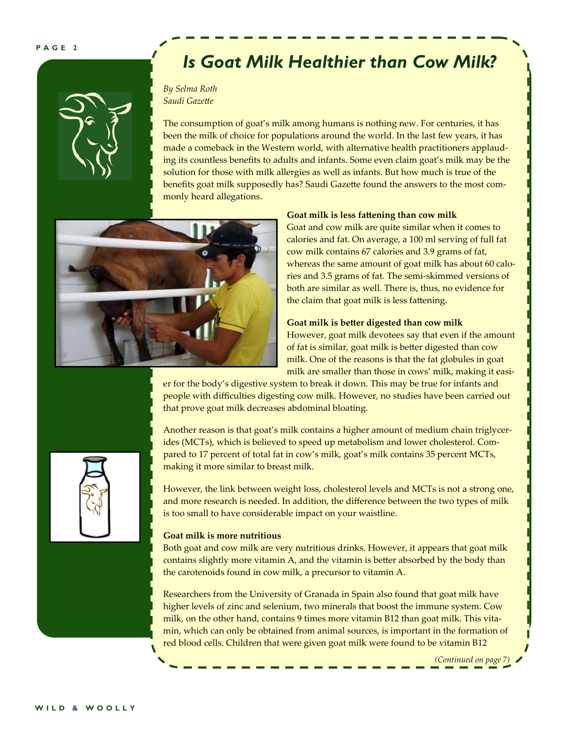# Is Goat Milk Healthier than Cow Milk?

*By Selma Roth*
*Saudi Gazette*

The consumption of goat's milk among humans is nothing new. For centuries, it has been the milk of choice for populations around the world. In the last few years, it has made a comeback in the Western world, with alternative health practitioners applauding its countless benefits to adults and infants. Some even claim goat's milk may be the solution for those with milk allergies as well as infants. But how much is true of the benefits goat milk supposedly has? Saudi Gazette found the answers to the most commonly heard allegations.

**Goat milk is less fattening than cow milk**

Goat and cow milk are quite similar when it comes to calories and fat. On average, a 100 ml serving of full fat cow milk contains 67 calories and 3.9 grams of fat, whereas the same amount of goat milk has about 60 calories and 3.5 grams of fat. The semi-skimmed versions of both are similar as well. There is, thus, no evidence for the claim that goat milk is less fattening.

**Goat milk is better digested than cow milk**

However, goat milk devotees say that even if the amount of fat is similar, goat milk is better digested than cow milk. One of the reasons is that the fat globules in goat milk are smaller than those in cows' milk, making it easier for the body's digestive system to break it down. This may be true for infants and people with difficulties digesting cow milk. However, no studies have been carried out that prove goat milk decreases abdominal bloating.

Another reason is that goat's milk contains a higher amount of medium chain triglycerides (MCTs), which is believed to speed up metabolism and lower cholesterol. Compared to 17 percent of total fat in cow's milk, goat's milk contains 35 percent MCTs, making it more similar to breast milk.

However, the link between weight loss, cholesterol levels and MCTs is not a strong one, and more research is needed. In addition, the difference between the two types of milk is too small to have considerable impact on your waistline.

**Goat milk is more nutritious**

Both goat and cow milk are very nutritious drinks. However, it appears that goat milk contains slightly more vitamin A, and the vitamin is better absorbed by the body than the carotenoids found in cow milk, a precursor to vitamin A.

Researchers from the University of Granada in Spain also found that goat milk have higher levels of zinc and selenium, two minerals that boost the immune system. Cow milk, on the other hand, contains 9 times more vitamin B12 than goat milk. This vitamin, which can only be obtained from animal sources, is important in the formation of red blood cells. Children that were given goat milk were found to be vitamin B12

*(Continued on page 7)*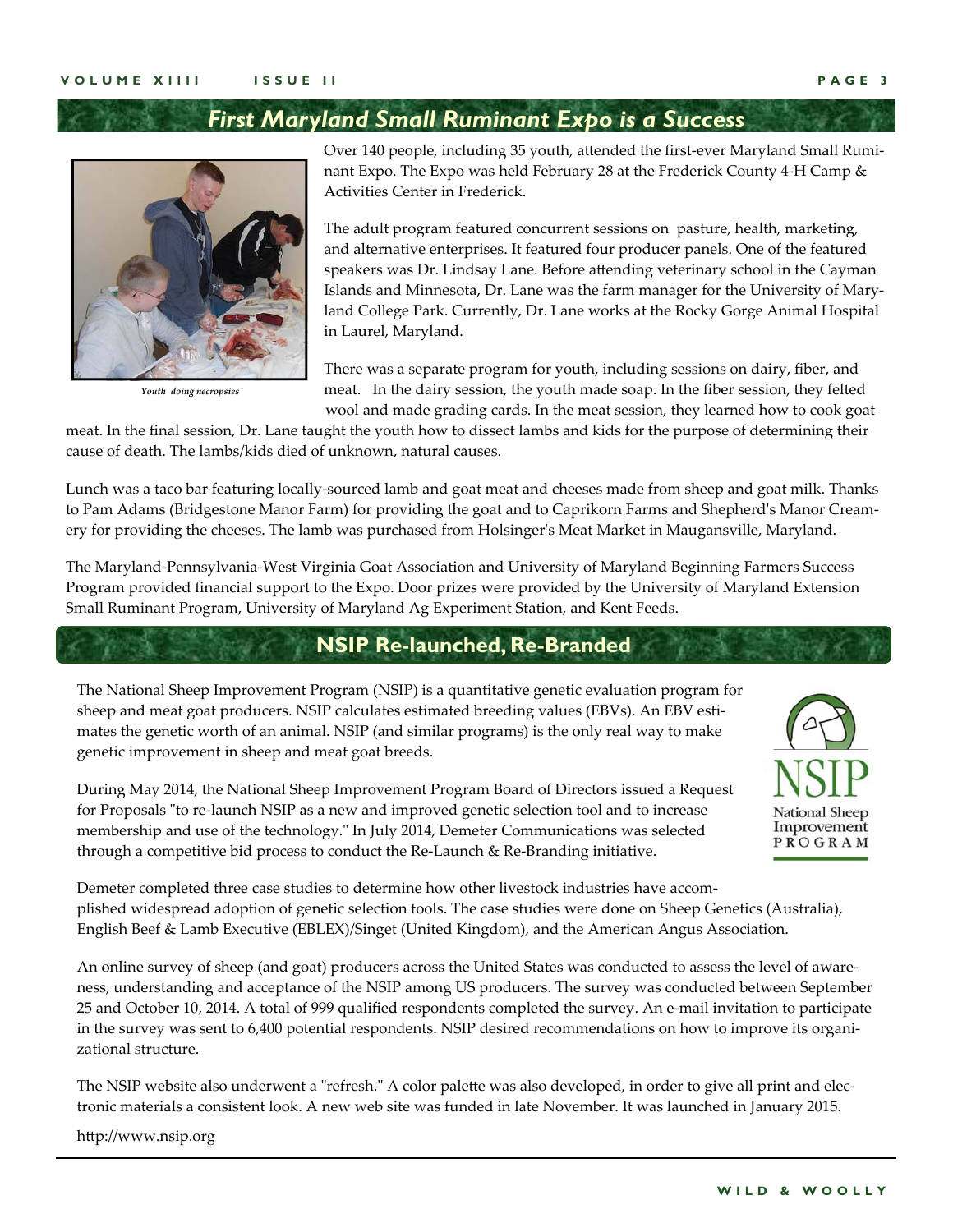## First Maryland Small Ruminant Expo is a Success

Over 140 people, including 35 youth, attended the first-ever Maryland Small Ruminant Expo. The Expo was held February 28 at the Frederick County 4-H Camp & Activities Center in Frederick.

The adult program featured concurrent sessions on pasture, health, marketing, and alternative enterprises. It featured four producer panels. One of the featured speakers was Dr. Lindsay Lane. Before attending veterinary school in the Cayman Islands and Minnesota, Dr. Lane was the farm manager for the University of Maryland College Park. Currently, Dr. Lane works at the Rocky Gorge Animal Hospital in Laurel, Maryland.

*Youth doing necropsies*

There was a separate program for youth, including sessions on dairy, fiber, and meat. In the dairy session, the youth made soap. In the fiber session, they felted wool and made grading cards. In the meat session, they learned how to cook goat meat. In the final session, Dr. Lane taught the youth how to dissect lambs and kids for the purpose of determining their cause of death. The lambs/kids died of unknown, natural causes.

Lunch was a taco bar featuring locally-sourced lamb and goat meat and cheeses made from sheep and goat milk. Thanks to Pam Adams (Bridgestone Manor Farm) for providing the goat and to Caprikorn Farms and Shepherd's Manor Creamery for providing the cheeses. The lamb was purchased from Holsinger's Meat Market in Maugansville, Maryland.

The Maryland-Pennsylvania-West Virginia Goat Association and University of Maryland Beginning Farmers Success Program provided financial support to the Expo. Door prizes were provided by the University of Maryland Extension Small Ruminant Program, University of Maryland Ag Experiment Station, and Kent Feeds.

## NSIP Re-launched, Re-Branded

The National Sheep Improvement Program (NSIP) is a quantitative genetic evaluation program for sheep and meat goat producers. NSIP calculates estimated breeding values (EBVs). An EBV estimates the genetic worth of an animal. NSIP (and similar programs) is the only real way to make genetic improvement in sheep and meat goat breeds.

NSIP National Sheep Improvement PROGRAM

During May 2014, the National Sheep Improvement Program Board of Directors issued a Request for Proposals "to re-launch NSIP as a new and improved genetic selection tool and to increase membership and use of the technology." In July 2014, Demeter Communications was selected through a competitive bid process to conduct the Re-Launch & Re-Branding initiative.

Demeter completed three case studies to determine how other livestock industries have accomplished widespread adoption of genetic selection tools. The case studies were done on Sheep Genetics (Australia), English Beef & Lamb Executive (EBLEX)/Singet (United Kingdom), and the American Angus Association.

An online survey of sheep (and goat) producers across the United States was conducted to assess the level of awareness, understanding and acceptance of the NSIP among US producers. The survey was conducted between September 25 and October 10, 2014. A total of 999 qualified respondents completed the survey. An e-mail invitation to participate in the survey was sent to 6,400 potential respondents. NSIP desired recommendations on how to improve its organizational structure.

The NSIP website also underwent a "refresh." A color palette was also developed, in order to give all print and electronic materials a consistent look. A new web site was funded in late November. It was launched in January 2015.

http://www.nsip.org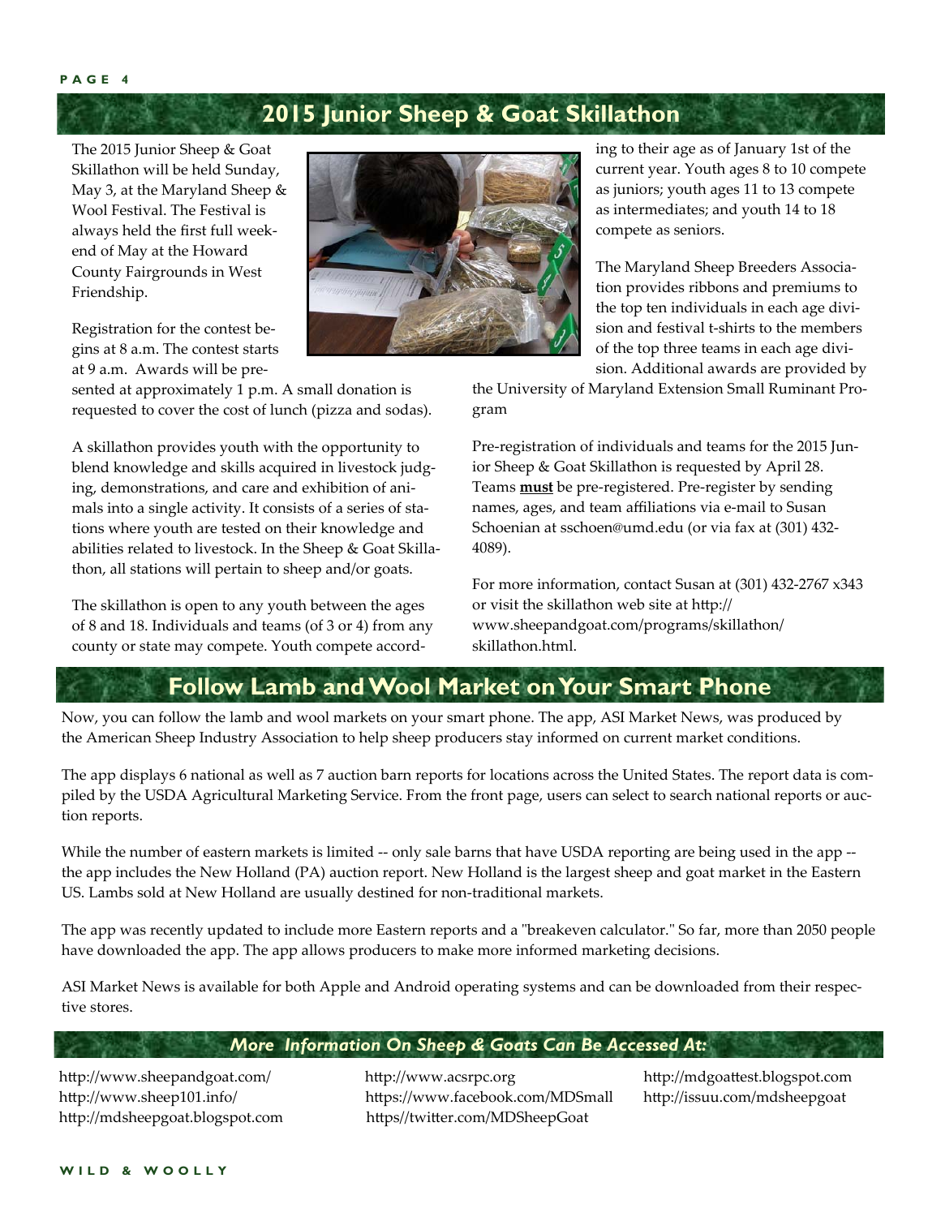## 2015 Junior Sheep & Goat Skillathon

The 2015 Junior Sheep & Goat Skillathon will be held Sunday, May 3, at the Maryland Sheep & Wool Festival. The Festival is always held the first full weekend of May at the Howard County Fairgrounds in West Friendship.

Registration for the contest begins at 8 a.m. The contest starts at 9 a.m. Awards will be presented at approximately 1 p.m. A small donation is requested to cover the cost of lunch (pizza and sodas).

A skillathon provides youth with the opportunity to blend knowledge and skills acquired in livestock judging, demonstrations, and care and exhibition of animals into a single activity. It consists of a series of stations where youth are tested on their knowledge and abilities related to livestock. In the Sheep & Goat Skillathon, all stations will pertain to sheep and/or goats.

The skillathon is open to any youth between the ages of 8 and 18. Individuals and teams (of 3 or 4) from any county or state may compete. Youth compete according to their age as of January 1st of the current year. Youth ages 8 to 10 compete as juniors; youth ages 11 to 13 compete as intermediates; and youth 14 to 18 compete as seniors.

The Maryland Sheep Breeders Association provides ribbons and premiums to the top ten individuals in each age division and festival t-shirts to the members of the top three teams in each age division. Additional awards are provided by the University of Maryland Extension Small Ruminant Program

Pre-registration of individuals and teams for the 2015 Junior Sheep & Goat Skillathon is requested by April 28. Teams **must** be pre-registered. Pre-register by sending names, ages, and team affiliations via e-mail to Susan Schoenian at sschoen@umd.edu (or via fax at (301) 432-4089).

For more information, contact Susan at (301) 432-2767 x343 or visit the skillathon web site at http://www.sheepandgoat.com/programs/skillathon/skillathon.html.

## Follow Lamb and Wool Market on Your Smart Phone

Now, you can follow the lamb and wool markets on your smart phone. The app, ASI Market News, was produced by the American Sheep Industry Association to help sheep producers stay informed on current market conditions.

The app displays 6 national as well as 7 auction barn reports for locations across the United States. The report data is compiled by the USDA Agricultural Marketing Service. From the front page, users can select to search national reports or auction reports.

While the number of eastern markets is limited -- only sale barns that have USDA reporting are being used in the app -- the app includes the New Holland (PA) auction report. New Holland is the largest sheep and goat market in the Eastern US. Lambs sold at New Holland are usually destined for non-traditional markets.

The app was recently updated to include more Eastern reports and a "breakeven calculator." So far, more than 2050 people have downloaded the app. The app allows producers to make more informed marketing decisions.

ASI Market News is available for both Apple and Android operating systems and can be downloaded from their respective stores.

### *More Information On Sheep & Goats Can Be Accessed At:*

http://www.sheepandgoat.com/
http://www.sheep101.info/
http://mdsheepgoat.blogspot.com
http://www.acsrpc.org
https://www.facebook.com/MDSmall
https//twitter.com/MDSheepGoat
http://mdgoattest.blogspot.com
http://issuu.com/mdsheepgoat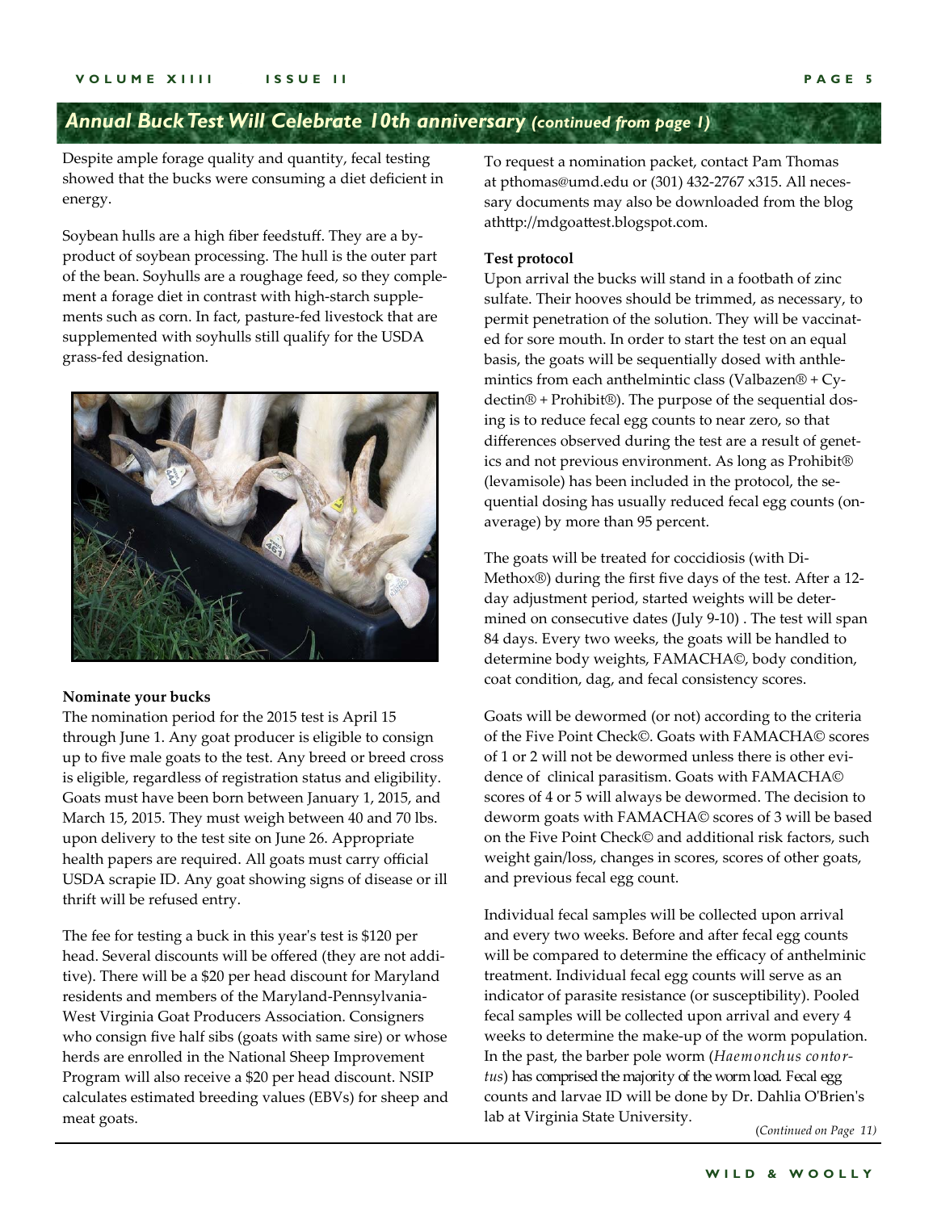## *Annual Buck Test Will Celebrate 10th anniversary (continued from page 1)*

Despite ample forage quality and quantity, fecal testing showed that the bucks were consuming a diet deficient in energy.

Soybean hulls are a high fiber feedstuff. They are a by-product of soybean processing. The hull is the outer part of the bean. Soyhulls are a roughage feed, so they complement a forage diet in contrast with high-starch supplements such as corn. In fact, pasture-fed livestock that are supplemented with soyhulls still qualify for the USDA grass-fed designation.

**Nominate your bucks**

The nomination period for the 2015 test is April 15 through June 1. Any goat producer is eligible to consign up to five male goats to the test. Any breed or breed cross is eligible, regardless of registration status and eligibility. Goats must have been born between January 1, 2015, and March 15, 2015. They must weigh between 40 and 70 lbs. upon delivery to the test site on June 26. Appropriate health papers are required. All goats must carry official USDA scrapie ID. Any goat showing signs of disease or ill thrift will be refused entry.

The fee for testing a buck in this year's test is $120 per head. Several discounts will be offered (they are not additive). There will be a $20 per head discount for Maryland residents and members of the Maryland-Pennsylvania-West Virginia Goat Producers Association. Consigners who consign five half sibs (goats with same sire) or whose herds are enrolled in the National Sheep Improvement Program will also receive a $20 per head discount. NSIP calculates estimated breeding values (EBVs) for sheep and meat goats.

To request a nomination packet, contact Pam Thomas at pthomas@umd.edu or (301) 432-2767 x315. All necessary documents may also be downloaded from the blog athttp://mdgoattest.blogspot.com.

**Test protocol**

Upon arrival the bucks will stand in a footbath of zinc sulfate. Their hooves should be trimmed, as necessary, to permit penetration of the solution. They will be vaccinated for sore mouth. In order to start the test on an equal basis, the goats will be sequentially dosed with anthlemintics from each anthelmintic class (Valbazen® + Cydectin® + Prohibit®). The purpose of the sequential dosing is to reduce fecal egg counts to near zero, so that differences observed during the test are a result of genetics and not previous environment. As long as Prohibit® (levamisole) has been included in the protocol, the sequential dosing has usually reduced fecal egg counts (on-average) by more than 95 percent.

The goats will be treated for coccidiosis (with Di-Methox®) during the first five days of the test. After a 12-day adjustment period, started weights will be determined on consecutive dates (July 9-10) . The test will span 84 days. Every two weeks, the goats will be handled to determine body weights, FAMACHA©, body condition, coat condition, dag, and fecal consistency scores.

Goats will be dewormed (or not) according to the criteria of the Five Point Check©. Goats with FAMACHA© scores of 1 or 2 will not be dewormed unless there is other evidence of clinical parasitism. Goats with FAMACHA© scores of 4 or 5 will always be dewormed. The decision to deworm goats with FAMACHA© scores of 3 will be based on the Five Point Check© and additional risk factors, such weight gain/loss, changes in scores, scores of other goats, and previous fecal egg count.

Individual fecal samples will be collected upon arrival and every two weeks. Before and after fecal egg counts will be compared to determine the efficacy of anthelminic treatment. Individual fecal egg counts will serve as an indicator of parasite resistance (or susceptibility). Pooled fecal samples will be collected upon arrival and every 4 weeks to determine the make-up of the worm population. In the past, the barber pole worm (*Haemonchus contortus*) has comprised the majority of the worm load. Fecal egg counts and larvae ID will be done by Dr. Dahlia O'Brien's lab at Virginia State University.

*(Continued on Page 11)*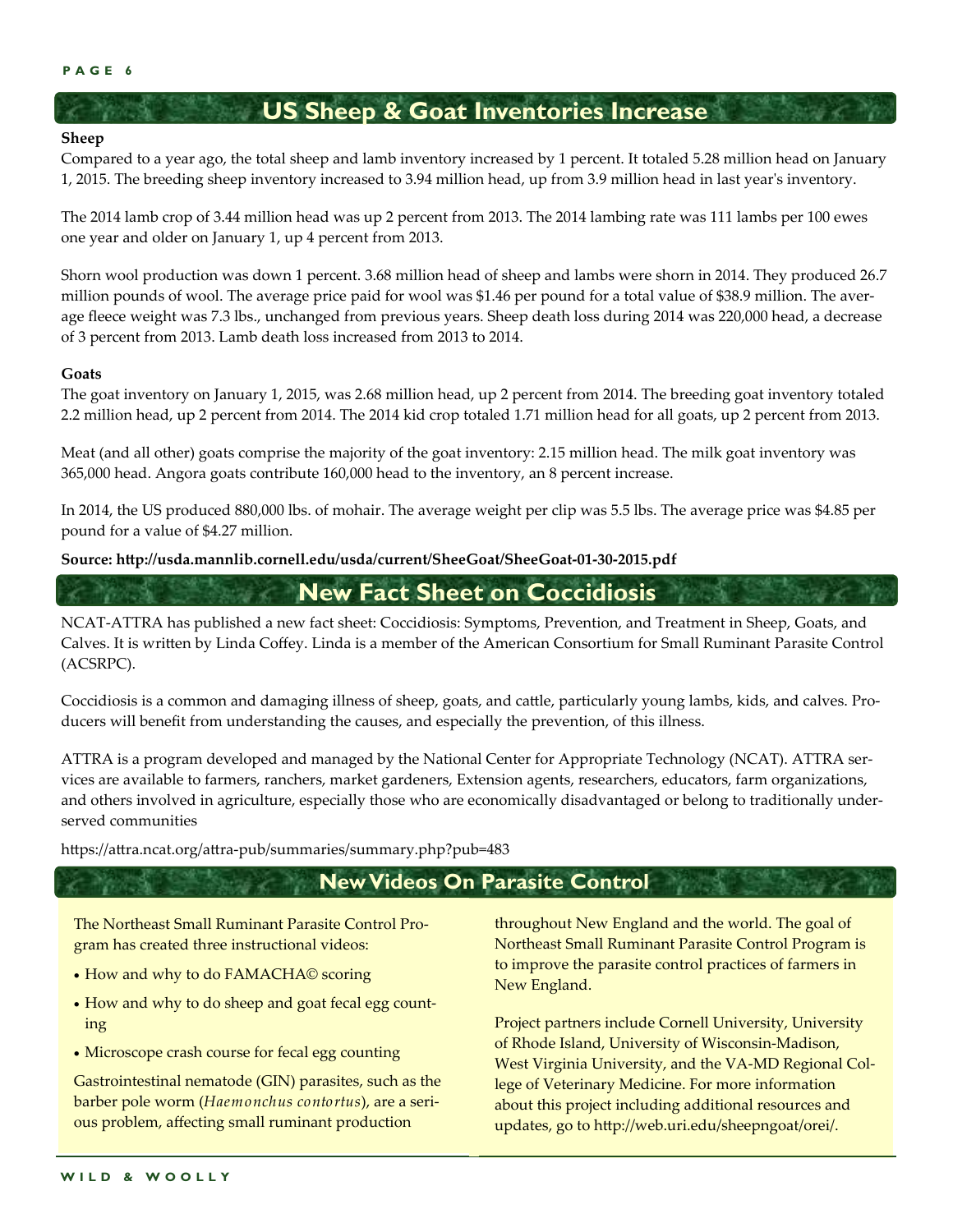## US Sheep & Goat Inventories Increase

**Sheep**

Compared to a year ago, the total sheep and lamb inventory increased by 1 percent. It totaled 5.28 million head on January 1, 2015. The breeding sheep inventory increased to 3.94 million head, up from 3.9 million head in last year's inventory.

The 2014 lamb crop of 3.44 million head was up 2 percent from 2013. The 2014 lambing rate was 111 lambs per 100 ewes one year and older on January 1, up 4 percent from 2013.

Shorn wool production was down 1 percent. 3.68 million head of sheep and lambs were shorn in 2014. They produced 26.7 million pounds of wool. The average price paid for wool was $1.46 per pound for a total value of $38.9 million. The average fleece weight was 7.3 lbs., unchanged from previous years. Sheep death loss during 2014 was 220,000 head, a decrease of 3 percent from 2013. Lamb death loss increased from 2013 to 2014.

**Goats**

The goat inventory on January 1, 2015, was 2.68 million head, up 2 percent from 2014. The breeding goat inventory totaled 2.2 million head, up 2 percent from 2014. The 2014 kid crop totaled 1.71 million head for all goats, up 2 percent from 2013.

Meat (and all other) goats comprise the majority of the goat inventory: 2.15 million head. The milk goat inventory was 365,000 head. Angora goats contribute 160,000 head to the inventory, an 8 percent increase.

In 2014, the US produced 880,000 lbs. of mohair. The average weight per clip was 5.5 lbs. The average price was $4.85 per pound for a value of $4.27 million.

**Source: http://usda.mannlib.cornell.edu/usda/current/SheeGoat/SheeGoat-01-30-2015.pdf**

## New Fact Sheet on Coccidiosis

NCAT-ATTRA has published a new fact sheet: Coccidiosis: Symptoms, Prevention, and Treatment in Sheep, Goats, and Calves. It is written by Linda Coffey. Linda is a member of the American Consortium for Small Ruminant Parasite Control (ACSRPC).

Coccidiosis is a common and damaging illness of sheep, goats, and cattle, particularly young lambs, kids, and calves. Producers will benefit from understanding the causes, and especially the prevention, of this illness.

ATTRA is a program developed and managed by the National Center for Appropriate Technology (NCAT). ATTRA services are available to farmers, ranchers, market gardeners, Extension agents, researchers, educators, farm organizations, and others involved in agriculture, especially those who are economically disadvantaged or belong to traditionally underserved communities

https://attra.ncat.org/attra-pub/summaries/summary.php?pub=483

## New Videos On Parasite Control

The Northeast Small Ruminant Parasite Control Program has created three instructional videos:

- How and why to do FAMACHA© scoring
- How and why to do sheep and goat fecal egg counting
- Microscope crash course for fecal egg counting

Gastrointestinal nematode (GIN) parasites, such as the barber pole worm (*Haemonchus contortus*), are a serious problem, affecting small ruminant production throughout New England and the world. The goal of Northeast Small Ruminant Parasite Control Program is to improve the parasite control practices of farmers in New England.

Project partners include Cornell University, University of Rhode Island, University of Wisconsin-Madison, West Virginia University, and the VA-MD Regional College of Veterinary Medicine. For more information about this project including additional resources and updates, go to http://web.uri.edu/sheepngoat/orei/.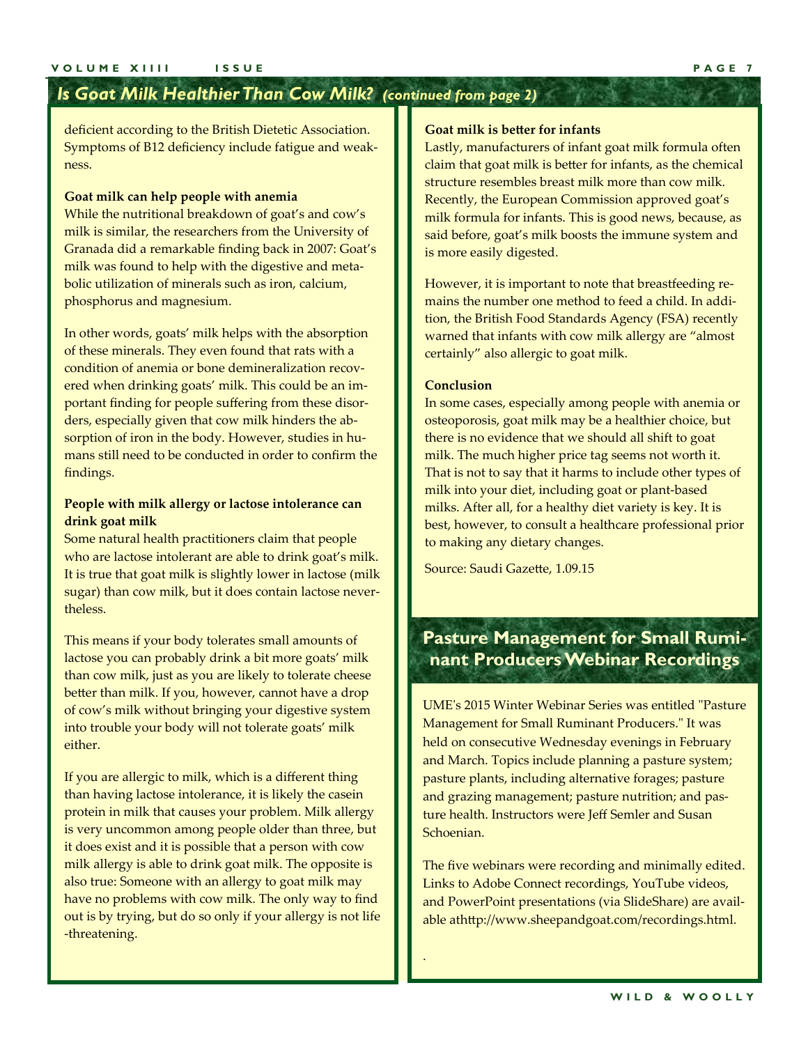## Is Goat Milk Healthier Than Cow Milk? *(continued from page 2)*

deficient according to the British Dietetic Association. Symptoms of B12 deficiency include fatigue and weakness.

**Goat milk can help people with anemia**

While the nutritional breakdown of goat's and cow's milk is similar, the researchers from the University of Granada did a remarkable finding back in 2007: Goat's milk was found to help with the digestive and metabolic utilization of minerals such as iron, calcium, phosphorus and magnesium.

In other words, goats' milk helps with the absorption of these minerals. They even found that rats with a condition of anemia or bone demineralization recovered when drinking goats' milk. This could be an important finding for people suffering from these disorders, especially given that cow milk hinders the absorption of iron in the body. However, studies in humans still need to be conducted in order to confirm the findings.

**People with milk allergy or lactose intolerance can drink goat milk**

Some natural health practitioners claim that people who are lactose intolerant are able to drink goat's milk. It is true that goat milk is slightly lower in lactose (milk sugar) than cow milk, but it does contain lactose nevertheless.

This means if your body tolerates small amounts of lactose you can probably drink a bit more goats' milk than cow milk, just as you are likely to tolerate cheese better than milk. If you, however, cannot have a drop of cow's milk without bringing your digestive system into trouble your body will not tolerate goats' milk either.

If you are allergic to milk, which is a different thing than having lactose intolerance, it is likely the casein protein in milk that causes your problem. Milk allergy is very uncommon among people older than three, but it does exist and it is possible that a person with cow milk allergy is able to drink goat milk. The opposite is also true: Someone with an allergy to goat milk may have no problems with cow milk. The only way to find out is by trying, but do so only if your allergy is not life-threatening.

**Goat milk is better for infants**

Lastly, manufacturers of infant goat milk formula often claim that goat milk is better for infants, as the chemical structure resembles breast milk more than cow milk. Recently, the European Commission approved goat's milk formula for infants. This is good news, because, as said before, goat's milk boosts the immune system and is more easily digested.

However, it is important to note that breastfeeding remains the number one method to feed a child. In addition, the British Food Standards Agency (FSA) recently warned that infants with cow milk allergy are "almost certainly" also allergic to goat milk.

**Conclusion**

In some cases, especially among people with anemia or osteoporosis, goat milk may be a healthier choice, but there is no evidence that we should all shift to goat milk. The much higher price tag seems not worth it. That is not to say that it harms to include other types of milk into your diet, including goat or plant-based milks. After all, for a healthy diet variety is key. It is best, however, to consult a healthcare professional prior to making any dietary changes.

Source: Saudi Gazette, 1.09.15

## Pasture Management for Small Ruminant Producers Webinar Recordings

UME's 2015 Winter Webinar Series was entitled "Pasture Management for Small Ruminant Producers." It was held on consecutive Wednesday evenings in February and March. Topics include planning a pasture system; pasture plants, including alternative forages; pasture and grazing management; pasture nutrition; and pasture health. Instructors were Jeff Semler and Susan Schoenian.

The five webinars were recording and minimally edited. Links to Adobe Connect recordings, YouTube videos, and PowerPoint presentations (via SlideShare) are available athttp://www.sheepandgoat.com/recordings.html.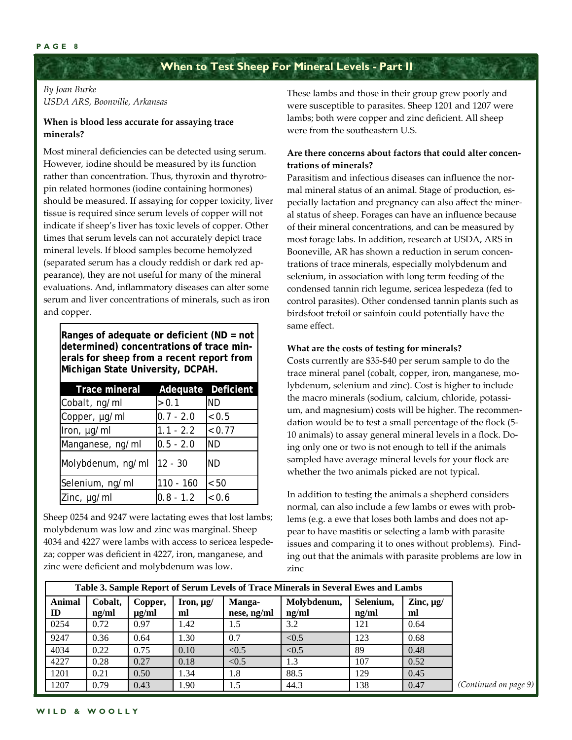## When to Test Sheep For Mineral Levels - Part II

*By Joan Burke*
*USDA ARS, Boonville, Arkansas*

**When is blood less accurate for assaying trace minerals?**

Most mineral deficiencies can be detected using serum. However, iodine should be measured by its function rather than concentration. Thus, thyroxin and thyrotropin related hormones (iodine containing hormones) should be measured. If assaying for copper toxicity, liver tissue is required since serum levels of copper will not indicate if sheep's liver has toxic levels of copper. Other times that serum levels can not accurately depict trace mineral levels. If blood samples become hemolyzed (separated serum has a cloudy reddish or dark red appearance), they are not useful for many of the mineral evaluations. And, inflammatory diseases can alter some serum and liver concentrations of minerals, such as iron and copper.

**Ranges of adequate or deficient (ND = not determined) concentrations of trace minerals for sheep from a recent report from Michigan State University, DCPAH.**

| Trace mineral | Adequate | Deficient |
|---|---|---|
| Cobalt, ng/ml | >0.1 | ND |
| Copper, µg/ml | 0.7 - 2.0 | <0.5 |
| Iron, µg/ml | 1.1 - 2.2 | <0.77 |
| Manganese, ng/ml | 0.5 - 2.0 | ND |
| Molybdenum, ng/ml | 12 - 30 | ND |
| Selenium, ng/ml | 110 - 160 | <50 |
| Zinc, µg/ml | 0.8 - 1.2 | <0.6 |

Sheep 0254 and 9247 were lactating ewes that lost lambs; molybdenum was low and zinc was marginal. Sheep 4034 and 4227 were lambs with access to sericea lespedeza; copper was deficient in 4227, iron, manganese, and zinc were deficient and molybdenum was low. These lambs and those in their group grew poorly and were susceptible to parasites. Sheep 1201 and 1207 were lambs; both were copper and zinc deficient. All sheep were from the southeastern U.S.

**Are there concerns about factors that could alter concentrations of minerals?**

Parasitism and infectious diseases can influence the normal mineral status of an animal. Stage of production, especially lactation and pregnancy can also affect the mineral status of sheep. Forages can have an influence because of their mineral concentrations, and can be measured by most forage labs. In addition, research at USDA, ARS in Booneville, AR has shown a reduction in serum concentrations of trace minerals, especially molybdenum and selenium, in association with long term feeding of the condensed tannin rich legume, sericea lespedeza (fed to control parasites). Other condensed tannin plants such as birdsfoot trefoil or sainfoin could potentially have the same effect.

**What are the costs of testing for minerals?**

Costs currently are $35-$40 per serum sample to do the trace mineral panel (cobalt, copper, iron, manganese, molybdenum, selenium and zinc). Cost is higher to include the macro minerals (sodium, calcium, chloride, potassium, and magnesium) costs will be higher. The recommendation would be to test a small percentage of the flock (5-10 animals) to assay general mineral levels in a flock. Doing only one or two is not enough to tell if the animals sampled have average mineral levels for your flock are whether the two animals picked are not typical.

In addition to testing the animals a shepherd considers normal, can also include a few lambs or ewes with problems (e.g. a ewe that loses both lambs and does not appear to have mastitis or selecting a lamb with parasite issues and comparing it to ones without problems). Finding out that the animals with parasite problems are low in zinc

**Table 3. Sample Report of Serum Levels of Trace Minerals in Several Ewes and Lambs**

| Animal ID | Cobalt, ng/ml | Copper, µg/ml | Iron, µg/ml | Manganese, ng/ml | Molybdenum, ng/ml | Selenium, ng/ml | Zinc, µg/ml |
|---|---|---|---|---|---|---|---|
| 0254 | 0.72 | 0.97 | 1.42 | 1.5 | 3.2 | 121 | 0.64 |
| 9247 | 0.36 | 0.64 | 1.30 | 0.7 | <0.5 | 123 | 0.68 |
| 4034 | 0.22 | 0.75 | 0.10 | <0.5 | <0.5 | 89 | 0.48 |
| 4227 | 0.28 | 0.27 | 0.18 | <0.5 | 1.3 | 107 | 0.52 |
| 1201 | 0.21 | 0.50 | 1.34 | 1.8 | 88.5 | 129 | 0.45 |
| 1207 | 0.79 | 0.43 | 1.90 | 1.5 | 44.3 | 138 | 0.47 |

*(Continued on page 9)*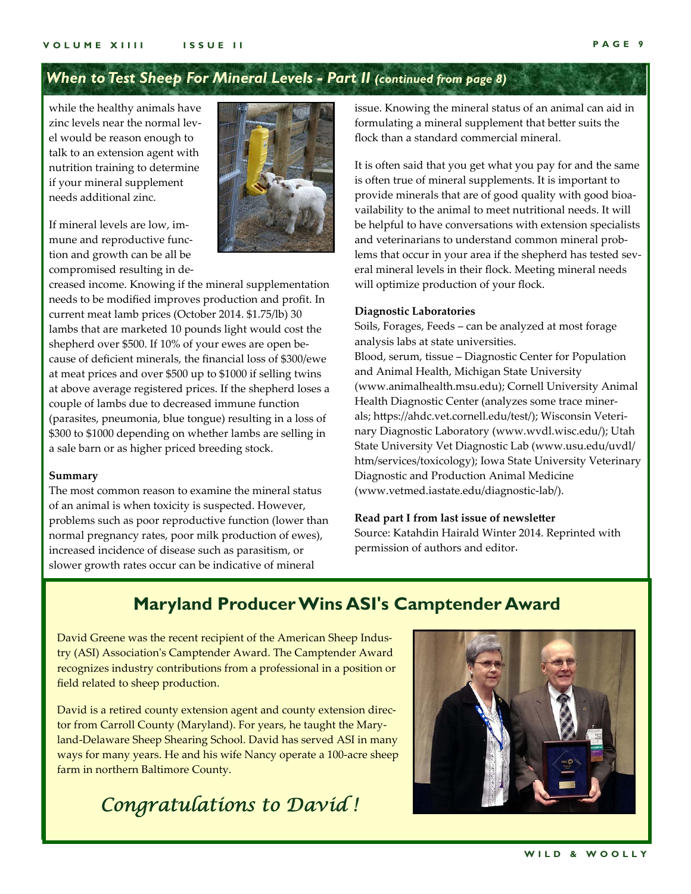## *When to Test Sheep For Mineral Levels - Part II (continued from page 8)*

while the healthy animals have zinc levels near the normal level would be reason enough to talk to an extension agent with nutrition training to determine if your mineral supplement needs additional zinc.

If mineral levels are low, immune and reproductive function and growth can be all be compromised resulting in decreased income. Knowing if the mineral supplementation needs to be modified improves production and profit. In current meat lamb prices (October 2014. $1.75/lb) 30 lambs that are marketed 10 pounds light would cost the shepherd over $500. If 10% of your ewes are open because of deficient minerals, the financial loss of $300/ewe at meat prices and over $500 up to $1000 if selling twins at above average registered prices. If the shepherd loses a couple of lambs due to decreased immune function (parasites, pneumonia, blue tongue) resulting in a loss of $300 to $1000 depending on whether lambs are selling in a sale barn or as higher priced breeding stock.

**Summary**

The most common reason to examine the mineral status of an animal is when toxicity is suspected. However, problems such as poor reproductive function (lower than normal pregnancy rates, poor milk production of ewes), increased incidence of disease such as parasitism, or slower growth rates occur can be indicative of mineral issue. Knowing the mineral status of an animal can aid in formulating a mineral supplement that better suits the flock than a standard commercial mineral.

It is often said that you get what you pay for and the same is often true of mineral supplements. It is important to provide minerals that are of good quality with good bioavailability to the animal to meet nutritional needs. It will be helpful to have conversations with extension specialists and veterinarians to understand common mineral problems that occur in your area if the shepherd has tested several mineral levels in their flock. Meeting mineral needs will optimize production of your flock.

**Diagnostic Laboratories**

Soils, Forages, Feeds – can be analyzed at most forage analysis labs at state universities.

Blood, serum, tissue – Diagnostic Center for Population and Animal Health, Michigan State University (www.animalhealth.msu.edu); Cornell University Animal Health Diagnostic Center (analyzes some trace minerals; https://ahdc.vet.cornell.edu/test/); Wisconsin Veterinary Diagnostic Laboratory (www.wvdl.wisc.edu/); Utah State University Vet Diagnostic Lab (www.usu.edu/uvdl/htm/services/toxicology); Iowa State University Veterinary Diagnostic and Production Animal Medicine (www.vetmed.iastate.edu/diagnostic-lab/).

**Read part I from last issue of newsletter**

Source: Katahdin Hairald Winter 2014. Reprinted with permission of authors and editor.

## Maryland Producer Wins ASI's Camptender Award

David Greene was the recent recipient of the American Sheep Industry (ASI) Association's Camptender Award. The Camptender Award recognizes industry contributions from a professional in a position or field related to sheep production.

David is a retired county extension agent and county extension director from Carroll County (Maryland). For years, he taught the Maryland-Delaware Sheep Shearing School. David has served ASI in many ways for many years. He and his wife Nancy operate a 100-acre sheep farm in northern Baltimore County.

*Congratulations to David !*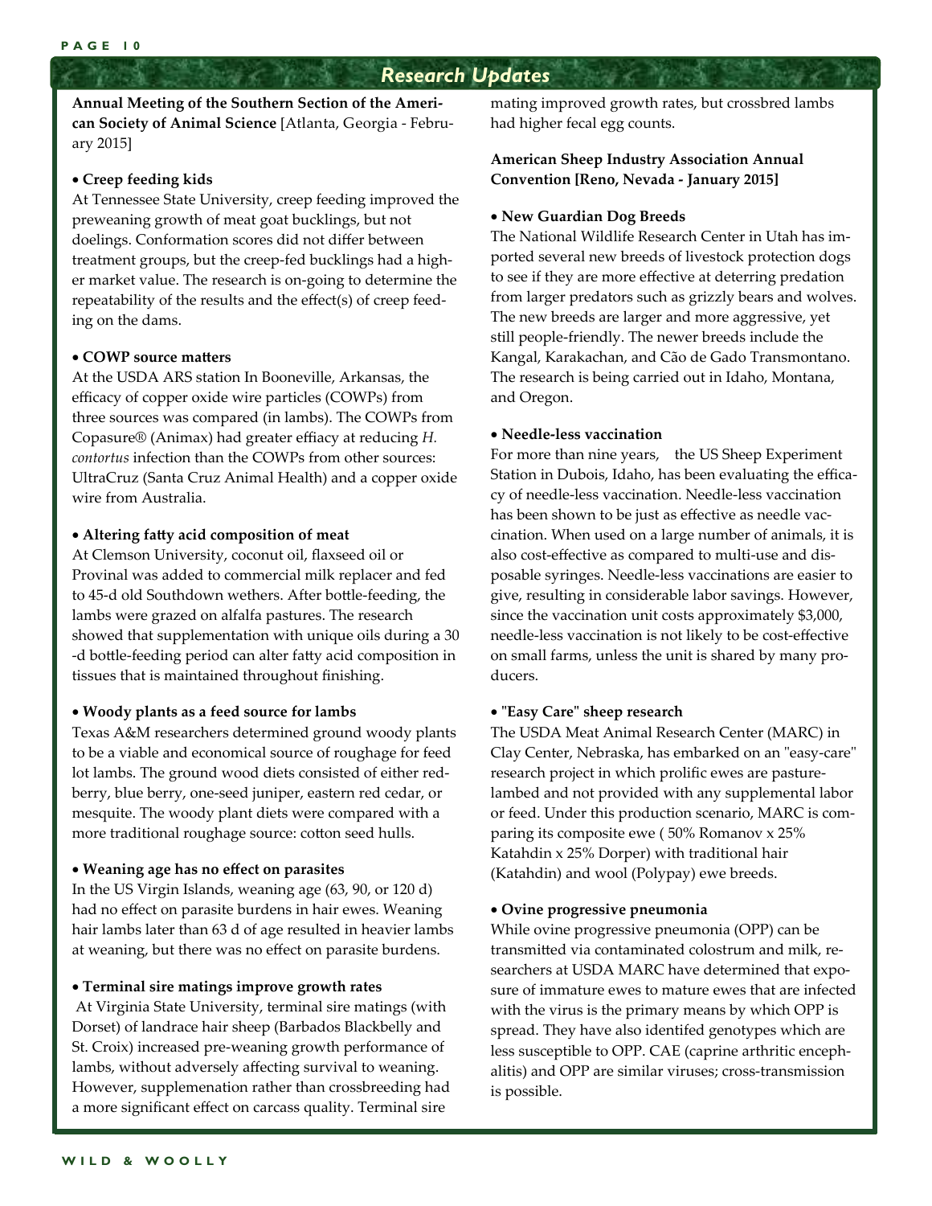## Research Updates

**Annual Meeting of the Southern Section of the American Society of Animal Science** [Atlanta, Georgia - February 2015]

- **Creep feeding kids**

At Tennessee State University, creep feeding improved the preweaning growth of meat goat bucklings, but not doelings. Conformation scores did not differ between treatment groups, but the creep-fed bucklings had a higher market value. The research is on-going to determine the repeatability of the results and the effect(s) of creep feeding on the dams.

- **COWP source matters**

At the USDA ARS station In Booneville, Arkansas, the efficacy of copper oxide wire particles (COWPs) from three sources was compared (in lambs). The COWPs from Copasure® (Animax) had greater effiacy at reducing *H. contortus* infection than the COWPs from other sources: UltraCruz (Santa Cruz Animal Health) and a copper oxide wire from Australia.

- **Altering fatty acid composition of meat**

At Clemson University, coconut oil, flaxseed oil or Provinal was added to commercial milk replacer and fed to 45-d old Southdown wethers. After bottle-feeding, the lambs were grazed on alfalfa pastures. The research showed that supplementation with unique oils during a 30 -d bottle-feeding period can alter fatty acid composition in tissues that is maintained throughout finishing.

- **Woody plants as a feed source for lambs**

Texas A&M researchers determined ground woody plants to be a viable and economical source of roughage for feed lot lambs. The ground wood diets consisted of either redberry, blue berry, one-seed juniper, eastern red cedar, or mesquite. The woody plant diets were compared with a more traditional roughage source: cotton seed hulls.

- **Weaning age has no effect on parasites**

In the US Virgin Islands, weaning age (63, 90, or 120 d) had no effect on parasite burdens in hair ewes. Weaning hair lambs later than 63 d of age resulted in heavier lambs at weaning, but there was no effect on parasite burdens.

- **Terminal sire matings improve growth rates**

At Virginia State University, terminal sire matings (with Dorset) of landrace hair sheep (Barbados Blackbelly and St. Croix) increased pre-weaning growth performance of lambs, without adversely affecting survival to weaning. However, supplemenation rather than crossbreeding had a more significant effect on carcass quality. Terminal sire mating improved growth rates, but crossbred lambs had higher fecal egg counts.

**American Sheep Industry Association Annual Convention [Reno, Nevada - January 2015]**

- **New Guardian Dog Breeds**

The National Wildlife Research Center in Utah has imported several new breeds of livestock protection dogs to see if they are more effective at deterring predation from larger predators such as grizzly bears and wolves. The new breeds are larger and more aggressive, yet still people-friendly. The newer breeds include the Kangal, Karakachan, and Cão de Gado Transmontano. The research is being carried out in Idaho, Montana, and Oregon.

- **Needle-less vaccination**

For more than nine years, the US Sheep Experiment Station in Dubois, Idaho, has been evaluating the efficacy of needle-less vaccination. Needle-less vaccination has been shown to be just as effective as needle vaccination. When used on a large number of animals, it is also cost-effective as compared to multi-use and disposable syringes. Needle-less vaccinations are easier to give, resulting in considerable labor savings. However, since the vaccination unit costs approximately $3,000, needle-less vaccination is not likely to be cost-effective on small farms, unless the unit is shared by many producers.

- **"Easy Care" sheep research**

The USDA Meat Animal Research Center (MARC) in Clay Center, Nebraska, has embarked on an "easy-care" research project in which prolific ewes are pasture-lambed and not provided with any supplemental labor or feed. Under this production scenario, MARC is comparing its composite ewe ( 50% Romanov x 25% Katahdin x 25% Dorper) with traditional hair (Katahdin) and wool (Polypay) ewe breeds.

- **Ovine progressive pneumonia**

While ovine progressive pneumonia (OPP) can be transmitted via contaminated colostrum and milk, researchers at USDA MARC have determined that exposure of immature ewes to mature ewes that are infected with the virus is the primary means by which OPP is spread. They have also identifed genotypes which are less susceptible to OPP. CAE (caprine arthritic encephalitis) and OPP are similar viruses; cross-transmission is possible.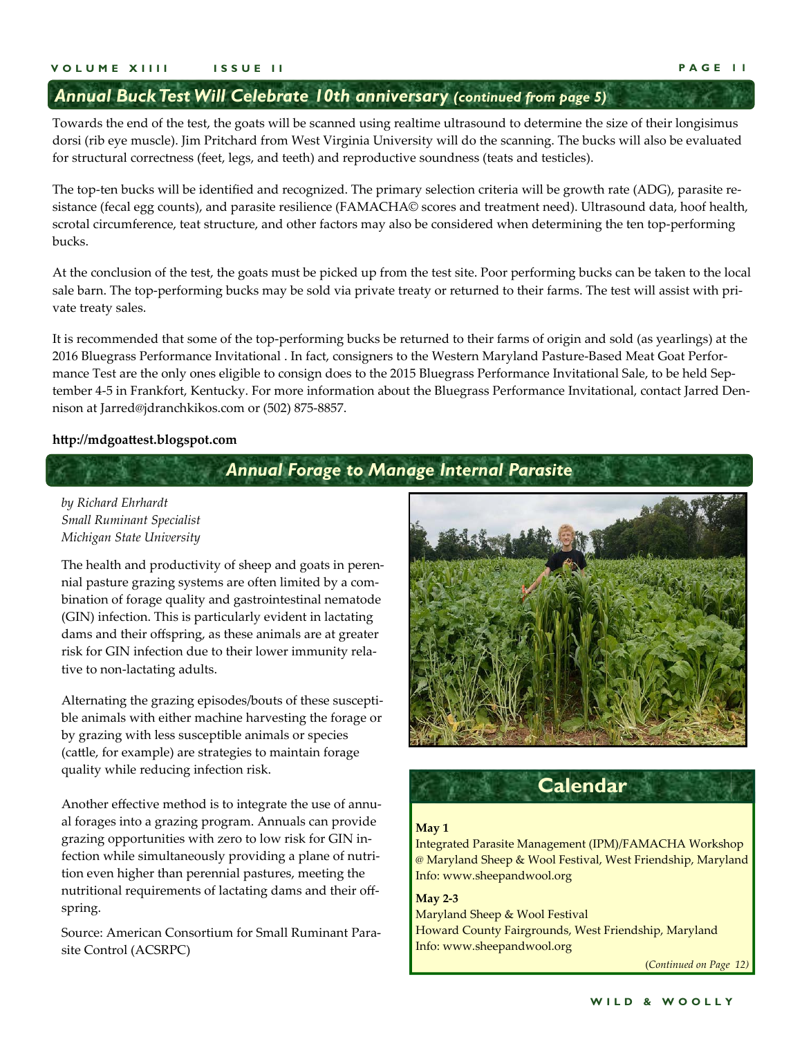## *Annual Buck Test Will Celebrate 10th anniversary (continued from page 5)*

Towards the end of the test, the goats will be scanned using realtime ultrasound to determine the size of their longisimus dorsi (rib eye muscle). Jim Pritchard from West Virginia University will do the scanning. The bucks will also be evaluated for structural correctness (feet, legs, and teeth) and reproductive soundness (teats and testicles).

The top-ten bucks will be identified and recognized. The primary selection criteria will be growth rate (ADG), parasite resistance (fecal egg counts), and parasite resilience (FAMACHA© scores and treatment need). Ultrasound data, hoof health, scrotal circumference, teat structure, and other factors may also be considered when determining the ten top-performing bucks.

At the conclusion of the test, the goats must be picked up from the test site. Poor performing bucks can be taken to the local sale barn. The top-performing bucks may be sold via private treaty or returned to their farms. The test will assist with private treaty sales.

It is recommended that some of the top-performing bucks be returned to their farms of origin and sold (as yearlings) at the 2016 Bluegrass Performance Invitational . In fact, consigners to the Western Maryland Pasture-Based Meat Goat Performance Test are the only ones eligible to consign does to the 2015 Bluegrass Performance Invitational Sale, to be held September 4-5 in Frankfort, Kentucky. For more information about the Bluegrass Performance Invitational, contact Jarred Dennison at Jarred@jdranchkikos.com or (502) 875-8857.

**http://mdgoattest.blogspot.com**

## *Annual Forage to Manage Internal Parasite*

*by Richard Ehrhardt*
*Small Ruminant Specialist*
*Michigan State University*

The health and productivity of sheep and goats in perennial pasture grazing systems are often limited by a combination of forage quality and gastrointestinal nematode (GIN) infection. This is particularly evident in lactating dams and their offspring, as these animals are at greater risk for GIN infection due to their lower immunity relative to non-lactating adults.

Alternating the grazing episodes/bouts of these susceptible animals with either machine harvesting the forage or by grazing with less susceptible animals or species (cattle, for example) are strategies to maintain forage quality while reducing infection risk.

Another effective method is to integrate the use of annual forages into a grazing program. Annuals can provide grazing opportunities with zero to low risk for GIN infection while simultaneously providing a plane of nutrition even higher than perennial pastures, meeting the nutritional requirements of lactating dams and their offspring.

Source: American Consortium for Small Ruminant Parasite Control (ACSRPC)

## Calendar

**May 1**
Integrated Parasite Management (IPM)/FAMACHA Workshop @ Maryland Sheep & Wool Festival, West Friendship, Maryland
Info: www.sheepandwool.org

**May 2-3**
Maryland Sheep & Wool Festival
Howard County Fairgrounds, West Friendship, Maryland
Info: www.sheepandwool.org

(*Continued on Page 12*)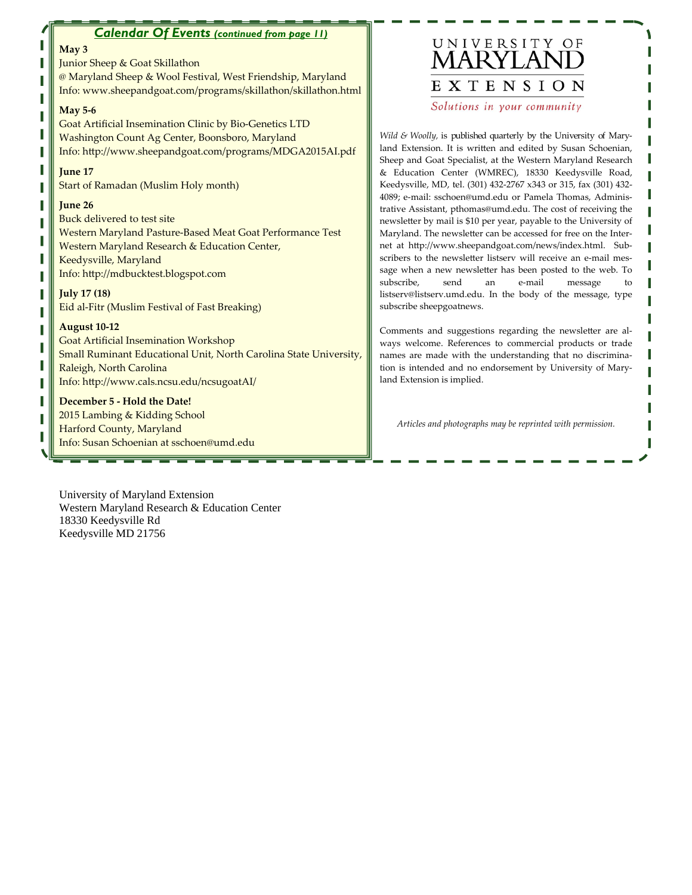## Calendar Of Events *(continued from page 11)*

**May 3**
Junior Sheep & Goat Skillathon
@ Maryland Sheep & Wool Festival, West Friendship, Maryland
Info: www.sheepandgoat.com/programs/skillathon/skillathon.html

**May 5-6**
Goat Artificial Insemination Clinic by Bio-Genetics LTD
Washington Count Ag Center, Boonsboro, Maryland
Info: http://www.sheepandgoat.com/programs/MDGA2015AI.pdf

**June 17**
Start of Ramadan (Muslim Holy month)

**June 26**
Buck delivered to test site
Western Maryland Pasture-Based Meat Goat Performance Test
Western Maryland Research & Education Center,
Keedysville, Maryland
Info: http://mdbucktest.blogspot.com

**July 17 (18)**
Eid al-Fitr (Muslim Festival of Fast Breaking)

**August 10-12**
Goat Artificial Insemination Workshop
Small Ruminant Educational Unit, North Carolina State University,
Raleigh, North Carolina
Info: http://www.cals.ncsu.edu/ncsugoatAI/

**December 5 - Hold the Date!**
2015 Lambing & Kidding School
Harford County, Maryland
Info: Susan Schoenian at sschoen@umd.edu

UNIVERSITY OF MARYLAND EXTENSION
*Solutions in your community*

*Wild & Woolly,* is published quarterly by the University of Maryland Extension. It is written and edited by Susan Schoenian, Sheep and Goat Specialist, at the Western Maryland Research & Education Center (WMREC), 18330 Keedysville Road, Keedysville, MD, tel. (301) 432-2767 x343 or 315, fax (301) 432-4089; e-mail: sschoen@umd.edu or Pamela Thomas, Administrative Assistant, pthomas@umd.edu. The cost of receiving the newsletter by mail is $10 per year, payable to the University of Maryland. The newsletter can be accessed for free on the Internet at http://www.sheepandgoat.com/news/index.html. Subscribers to the newsletter listserv will receive an e-mail message when a new newsletter has been posted to the web. To subscribe, send an e-mail message to listserv@listserv.umd.edu. In the body of the message, type subscribe sheepgoatnews.

Comments and suggestions regarding the newsletter are always welcome. References to commercial products or trade names are made with the understanding that no discrimination is intended and no endorsement by University of Maryland Extension is implied.

*Articles and photographs may be reprinted with permission.*

University of Maryland Extension
Western Maryland Research & Education Center
18330 Keedysville Rd
Keedysville MD 21756